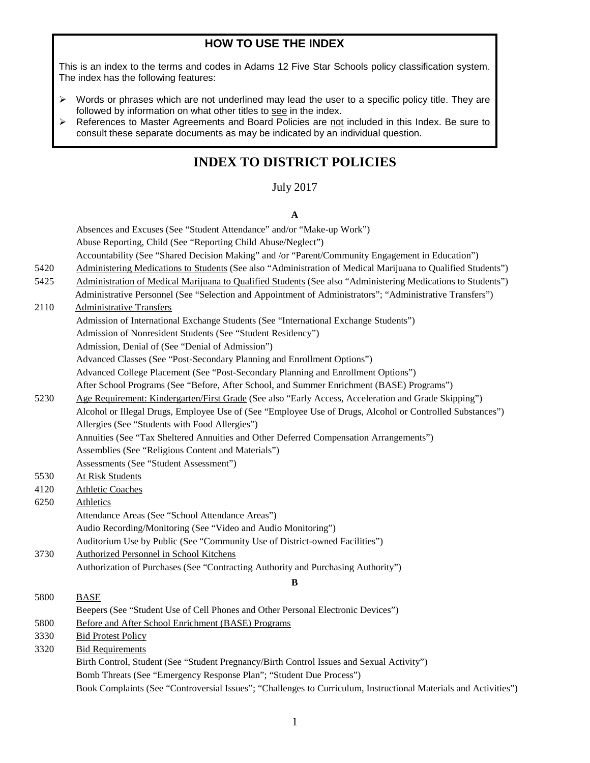## HOW TO USE THE INDEX

This is an index to the terms and codes in Adams 12 Five Star Schools policy classification system. The index has the following features:

- Words or phrases which are not underlined may lead the user to a specific policy title. They are followed by information on what other titles to see in the index.
- References to Master Agreements and Board Policies are not included in this Index. Be sure to consult these separate documents as may be indicated by an individual question.

# INDEX TO DISTRICT POLICIES

July 2017

### A

| | |
|---|---|
| | Absences and Excuses (See "Student Attendance" and/or "Make-up Work") |
| | Abuse Reporting, Child (See "Reporting Child Abuse/Neglect") |
| | Accountability (See "Shared Decision Making" and /or "Parent/Community Engagement in Education") |
| 5420 | Administering Medications to Students (See also "Administration of Medical Marijuana to Qualified Students") |
| 5425 | Administration of Medical Marijuana to Qualified Students (See also "Administering Medications to Students") |
| | Administrative Personnel (See "Selection and Appointment of Administrators"; "Administrative Transfers") |
| 2110 | Administrative Transfers |
| | Admission of International Exchange Students (See "International Exchange Students") |
| | Admission of Nonresident Students (See "Student Residency") |
| | Admission, Denial of (See "Denial of Admission") |
| | Advanced Classes (See "Post-Secondary Planning and Enrollment Options") |
| | Advanced College Placement (See "Post-Secondary Planning and Enrollment Options") |
| | After School Programs (See "Before, After School, and Summer Enrichment (BASE) Programs") |
| 5230 | Age Requirement: Kindergarten/First Grade (See also "Early Access, Acceleration and Grade Skipping") |
| | Alcohol or Illegal Drugs, Employee Use of (See "Employee Use of Drugs, Alcohol or Controlled Substances") |
| | Allergies (See "Students with Food Allergies") |
| | Annuities (See "Tax Sheltered Annuities and Other Deferred Compensation Arrangements") |
| | Assemblies (See "Religious Content and Materials") |
| | Assessments (See "Student Assessment") |
| 5530 | At Risk Students |
| 4120 | Athletic Coaches |
| 6250 | Athletics |
| | Attendance Areas (See "School Attendance Areas") |
| | Audio Recording/Monitoring (See "Video and Audio Monitoring") |
| | Auditorium Use by Public (See "Community Use of District-owned Facilities") |
| 3730 | Authorized Personnel in School Kitchens |
| | Authorization of Purchases (See "Contracting Authority and Purchasing Authority") |

### B

| | |
|---|---|
| 5800 | BASE |
| | Beepers (See "Student Use of Cell Phones and Other Personal Electronic Devices") |
| 5800 | Before and After School Enrichment (BASE) Programs |
| 3330 | Bid Protest Policy |
| 3320 | Bid Requirements |
| | Birth Control, Student (See "Student Pregnancy/Birth Control Issues and Sexual Activity") |
| | Bomb Threats (See "Emergency Response Plan"; "Student Due Process") |
| | Book Complaints (See "Controversial Issues"; "Challenges to Curriculum, Instructional Materials and Activities") |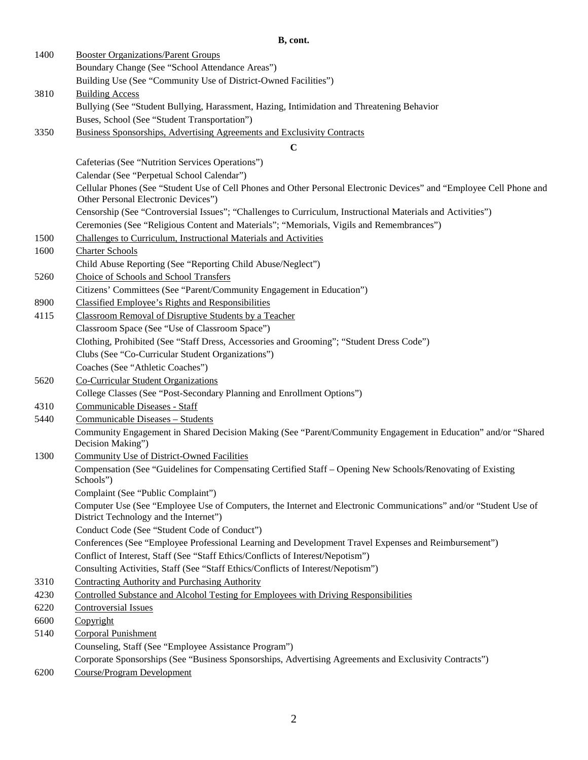**B, cont.**

| | |
|---|---|
| 1400 | <u>Booster Organizations/Parent Groups</u> |
| | Boundary Change (See "School Attendance Areas") |
| | Building Use (See "Community Use of District-Owned Facilities") |
| 3810 | <u>Building Access</u> |
| | Bullying (See "Student Bullying, Harassment, Hazing, Intimidation and Threatening Behavior |
| | Buses, School (See "Student Transportation") |
| 3350 | <u>Business Sponsorships, Advertising Agreements and Exclusivity Contracts</u> |

**C**

| | |
|---|---|
| | Cafeterias (See "Nutrition Services Operations") |
| | Calendar (See "Perpetual School Calendar") |
| | Cellular Phones (See "Student Use of Cell Phones and Other Personal Electronic Devices" and "Employee Cell Phone and Other Personal Electronic Devices") |
| | Censorship (See "Controversial Issues"; "Challenges to Curriculum, Instructional Materials and Activities") |
| | Ceremonies (See "Religious Content and Materials"; "Memorials, Vigils and Remembrances") |
| 1500 | <u>Challenges to Curriculum, Instructional Materials and Activities</u> |
| 1600 | <u>Charter Schools</u> |
| | Child Abuse Reporting (See "Reporting Child Abuse/Neglect") |
| 5260 | <u>Choice of Schools and School Transfers</u> |
| | Citizens' Committees (See "Parent/Community Engagement in Education") |
| 8900 | <u>Classified Employee's Rights and Responsibilities</u> |
| 4115 | <u>Classroom Removal of Disruptive Students by a Teacher</u> |
| | Classroom Space (See "Use of Classroom Space") |
| | Clothing, Prohibited (See "Staff Dress, Accessories and Grooming"; "Student Dress Code") |
| | Clubs (See "Co-Curricular Student Organizations") |
| | Coaches (See "Athletic Coaches") |
| 5620 | <u>Co-Curricular Student Organizations</u> |
| | College Classes (See "Post-Secondary Planning and Enrollment Options") |
| 4310 | <u>Communicable Diseases - Staff</u> |
| 5440 | <u>Communicable Diseases – Students</u> |
| | Community Engagement in Shared Decision Making (See "Parent/Community Engagement in Education" and/or "Shared Decision Making") |
| 1300 | <u>Community Use of District-Owned Facilities</u> |
| | Compensation (See "Guidelines for Compensating Certified Staff – Opening New Schools/Renovating of Existing Schools") |
| | Complaint (See "Public Complaint") |
| | Computer Use (See "Employee Use of Computers, the Internet and Electronic Communications" and/or "Student Use of District Technology and the Internet") |
| | Conduct Code (See "Student Code of Conduct") |
| | Conferences (See "Employee Professional Learning and Development Travel Expenses and Reimbursement") |
| | Conflict of Interest, Staff (See "Staff Ethics/Conflicts of Interest/Nepotism") |
| | Consulting Activities, Staff (See "Staff Ethics/Conflicts of Interest/Nepotism") |
| 3310 | <u>Contracting Authority and Purchasing Authority</u> |
| 4230 | <u>Controlled Substance and Alcohol Testing for Employees with Driving Responsibilities</u> |
| 6220 | <u>Controversial Issues</u> |
| 6600 | <u>Copyright</u> |
| 5140 | <u>Corporal Punishment</u> |
| | Counseling, Staff (See "Employee Assistance Program") |
| | Corporate Sponsorships (See "Business Sponsorships, Advertising Agreements and Exclusivity Contracts") |
| 6200 | <u>Course/Program Development</u> |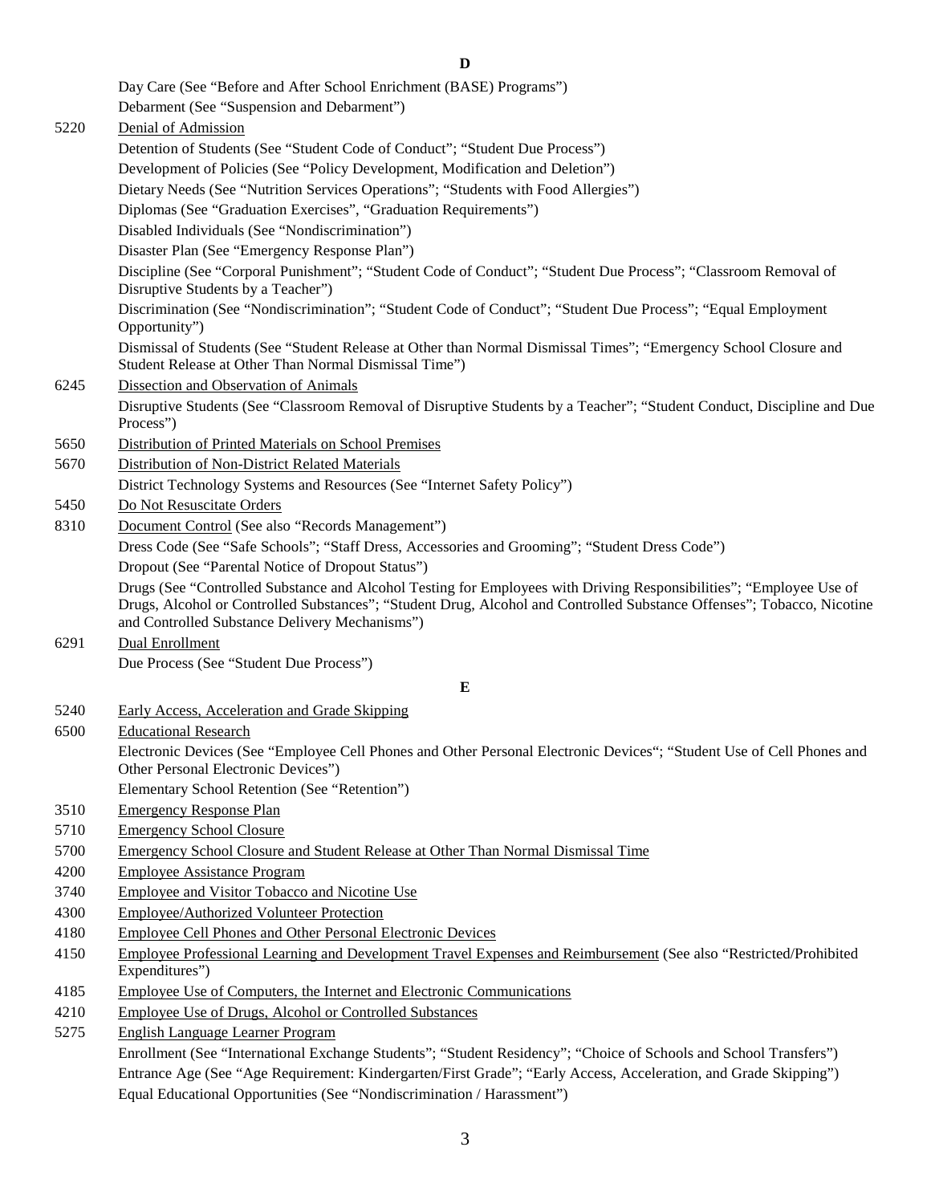## D

| | |
|---|---|
| | Day Care (See "Before and After School Enrichment (BASE) Programs") |
| | Debarment (See "Suspension and Debarment") |
| 5220 | Denial of Admission |
| | Detention of Students (See "Student Code of Conduct"; "Student Due Process") |
| | Development of Policies (See "Policy Development, Modification and Deletion") |
| | Dietary Needs (See "Nutrition Services Operations"; "Students with Food Allergies") |
| | Diplomas (See "Graduation Exercises", "Graduation Requirements") |
| | Disabled Individuals (See "Nondiscrimination") |
| | Disaster Plan (See "Emergency Response Plan") |
| | Discipline (See "Corporal Punishment"; "Student Code of Conduct"; "Student Due Process"; "Classroom Removal of Disruptive Students by a Teacher") |
| | Discrimination (See "Nondiscrimination"; "Student Code of Conduct"; "Student Due Process"; "Equal Employment Opportunity") |
| | Dismissal of Students (See "Student Release at Other than Normal Dismissal Times"; "Emergency School Closure and Student Release at Other Than Normal Dismissal Time") |
| 6245 | Dissection and Observation of Animals |
| | Disruptive Students (See "Classroom Removal of Disruptive Students by a Teacher"; "Student Conduct, Discipline and Due Process") |
| 5650 | Distribution of Printed Materials on School Premises |
| 5670 | Distribution of Non-District Related Materials |
| | District Technology Systems and Resources (See "Internet Safety Policy") |
| 5450 | Do Not Resuscitate Orders |
| 8310 | Document Control (See also "Records Management") |
| | Dress Code (See "Safe Schools"; "Staff Dress, Accessories and Grooming"; "Student Dress Code") |
| | Dropout (See "Parental Notice of Dropout Status") |
| | Drugs (See "Controlled Substance and Alcohol Testing for Employees with Driving Responsibilities"; "Employee Use of Drugs, Alcohol or Controlled Substances"; "Student Drug, Alcohol and Controlled Substance Offenses"; Tobacco, Nicotine and Controlled Substance Delivery Mechanisms") |
| 6291 | Dual Enrollment |
| | Due Process (See "Student Due Process") |

## E

| | |
|---|---|
| 5240 | Early Access, Acceleration and Grade Skipping |
| 6500 | Educational Research |
| | Electronic Devices (See "Employee Cell Phones and Other Personal Electronic Devices"; "Student Use of Cell Phones and Other Personal Electronic Devices") |
| | Elementary School Retention (See "Retention") |
| 3510 | Emergency Response Plan |
| 5710 | Emergency School Closure |
| 5700 | Emergency School Closure and Student Release at Other Than Normal Dismissal Time |
| 4200 | Employee Assistance Program |
| 3740 | Employee and Visitor Tobacco and Nicotine Use |
| 4300 | Employee/Authorized Volunteer Protection |
| 4180 | Employee Cell Phones and Other Personal Electronic Devices |
| 4150 | Employee Professional Learning and Development Travel Expenses and Reimbursement (See also "Restricted/Prohibited Expenditures") |
| 4185 | Employee Use of Computers, the Internet and Electronic Communications |
| 4210 | Employee Use of Drugs, Alcohol or Controlled Substances |
| 5275 | English Language Learner Program |
| | Enrollment (See "International Exchange Students"; "Student Residency"; "Choice of Schools and School Transfers") |
| | Entrance Age (See "Age Requirement: Kindergarten/First Grade"; "Early Access, Acceleration, and Grade Skipping") |
| | Equal Educational Opportunities (See "Nondiscrimination / Harassment") |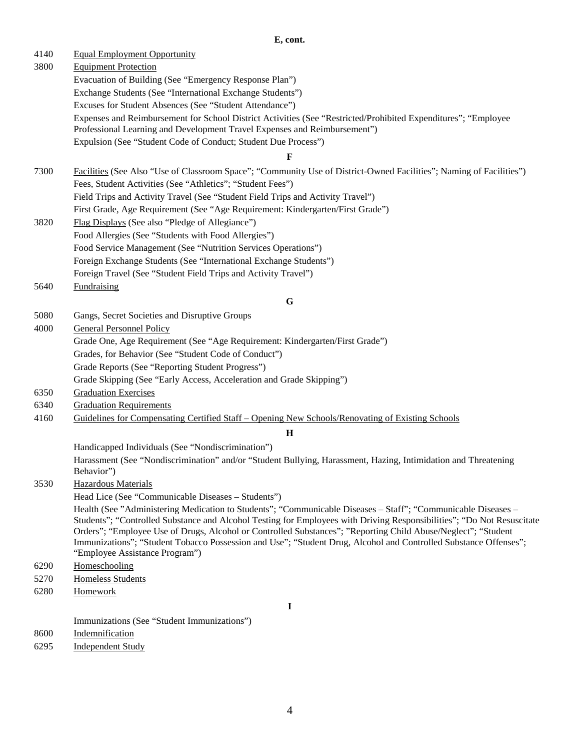**E, cont.**

4140 Equal Employment Opportunity

3800 Equipment Protection

Evacuation of Building (See "Emergency Response Plan")

Exchange Students (See "International Exchange Students")

Excuses for Student Absences (See "Student Attendance")

Expenses and Reimbursement for School District Activities (See "Restricted/Prohibited Expenditures"; "Employee Professional Learning and Development Travel Expenses and Reimbursement")

Expulsion (See "Student Code of Conduct; Student Due Process")

**F**

7300 Facilities (See Also "Use of Classroom Space"; "Community Use of District-Owned Facilities"; Naming of Facilities")

Fees, Student Activities (See "Athletics"; "Student Fees")

Field Trips and Activity Travel (See "Student Field Trips and Activity Travel")

First Grade, Age Requirement (See "Age Requirement: Kindergarten/First Grade")

3820 Flag Displays (See also "Pledge of Allegiance")

Food Allergies (See "Students with Food Allergies")

Food Service Management (See "Nutrition Services Operations")

Foreign Exchange Students (See "International Exchange Students")

Foreign Travel (See "Student Field Trips and Activity Travel")

5640 Fundraising

**G**

5080 Gangs, Secret Societies and Disruptive Groups

4000 General Personnel Policy

Grade One, Age Requirement (See "Age Requirement: Kindergarten/First Grade")

Grades, for Behavior (See "Student Code of Conduct")

Grade Reports (See "Reporting Student Progress")

Grade Skipping (See "Early Access, Acceleration and Grade Skipping")

6350 Graduation Exercises

6340 Graduation Requirements

4160 Guidelines for Compensating Certified Staff – Opening New Schools/Renovating of Existing Schools

**H**

Handicapped Individuals (See "Nondiscrimination")

Harassment (See "Nondiscrimination" and/or "Student Bullying, Harassment, Hazing, Intimidation and Threatening Behavior")

3530 Hazardous Materials

Head Lice (See "Communicable Diseases – Students")

Health (See "Administering Medication to Students"; "Communicable Diseases – Staff"; "Communicable Diseases – Students"; "Controlled Substance and Alcohol Testing for Employees with Driving Responsibilities"; "Do Not Resuscitate Orders"; "Employee Use of Drugs, Alcohol or Controlled Substances"; "Reporting Child Abuse/Neglect"; "Student Immunizations"; "Student Tobacco Possession and Use"; "Student Drug, Alcohol and Controlled Substance Offenses"; "Employee Assistance Program")

6290 Homeschooling

5270 Homeless Students

6280 Homework

**I**

Immunizations (See "Student Immunizations")

8600 Indemnification

6295 Independent Study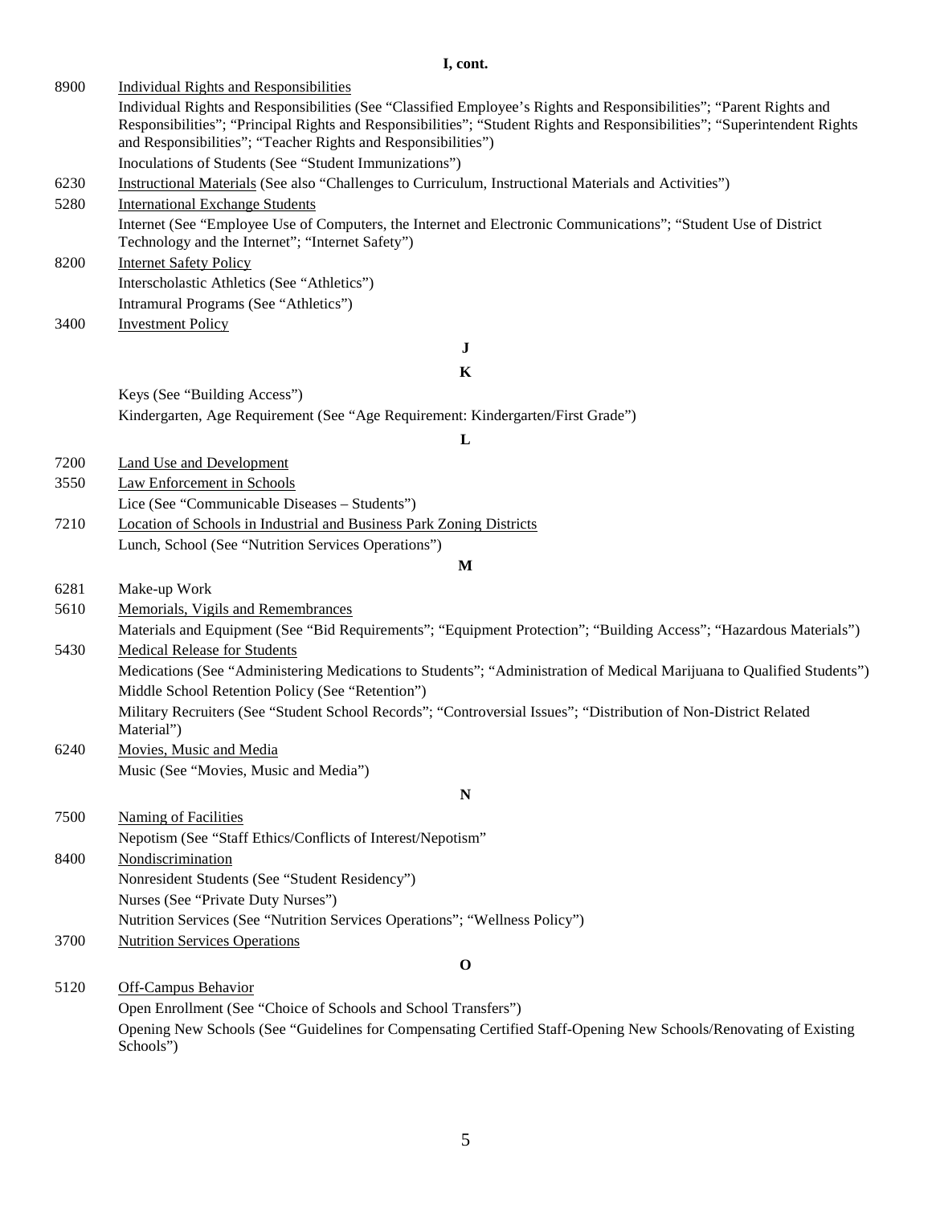**I, cont.**

| | |
|---|---|
| 8900 | Individual Rights and Responsibilities |
| | Individual Rights and Responsibilities (See "Classified Employee's Rights and Responsibilities"; "Parent Rights and Responsibilities"; "Principal Rights and Responsibilities"; "Student Rights and Responsibilities"; "Superintendent Rights and Responsibilities"; "Teacher Rights and Responsibilities") |
| | Inoculations of Students (See "Student Immunizations") |
| 6230 | Instructional Materials (See also "Challenges to Curriculum, Instructional Materials and Activities") |
| 5280 | International Exchange Students |
| | Internet (See "Employee Use of Computers, the Internet and Electronic Communications"; "Student Use of District Technology and the Internet"; "Internet Safety") |
| 8200 | Internet Safety Policy |
| | Interscholastic Athletics (See "Athletics") |
| | Intramural Programs (See "Athletics") |
| 3400 | Investment Policy |

**J**

**K**

| | |
|---|---|
| | Keys (See "Building Access") |
| | Kindergarten, Age Requirement (See "Age Requirement: Kindergarten/First Grade") |

**L**

| | |
|---|---|
| 7200 | Land Use and Development |
| 3550 | Law Enforcement in Schools |
| | Lice (See "Communicable Diseases – Students") |
| 7210 | Location of Schools in Industrial and Business Park Zoning Districts |
| | Lunch, School (See "Nutrition Services Operations") |

**M**

| | |
|---|---|
| 6281 | Make-up Work |
| 5610 | Memorials, Vigils and Remembrances |
| | Materials and Equipment (See "Bid Requirements"; "Equipment Protection"; "Building Access"; "Hazardous Materials") |
| 5430 | Medical Release for Students |
| | Medications (See "Administering Medications to Students"; "Administration of Medical Marijuana to Qualified Students") |
| | Middle School Retention Policy (See "Retention") |
| | Military Recruiters (See "Student School Records"; "Controversial Issues"; "Distribution of Non-District Related Material") |
| 6240 | Movies, Music and Media |
| | Music (See "Movies, Music and Media") |

**N**

| | |
|---|---|
| 7500 | Naming of Facilities |
| | Nepotism (See "Staff Ethics/Conflicts of Interest/Nepotism" |
| 8400 | Nondiscrimination |
| | Nonresident Students (See "Student Residency") |
| | Nurses (See "Private Duty Nurses") |
| | Nutrition Services (See "Nutrition Services Operations"; "Wellness Policy") |
| 3700 | Nutrition Services Operations |

**O**

| | |
|---|---|
| 5120 | Off-Campus Behavior |
| | Open Enrollment (See "Choice of Schools and School Transfers") |
| | Opening New Schools (See "Guidelines for Compensating Certified Staff-Opening New Schools/Renovating of Existing Schools") |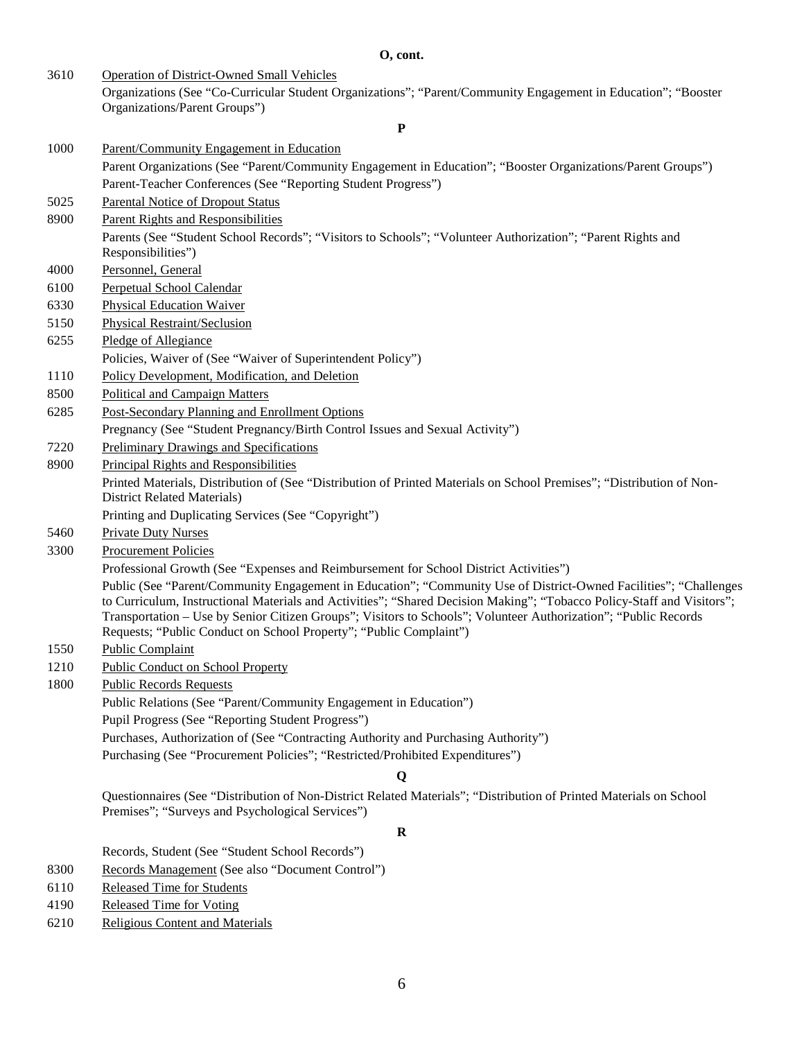**O, cont.**

| | |
|---|---|
| 3610 | Operation of District-Owned Small Vehicles |
| | Organizations (See "Co-Curricular Student Organizations"; "Parent/Community Engagement in Education"; "Booster Organizations/Parent Groups") |

**P**

| | |
|---|---|
| 1000 | Parent/Community Engagement in Education |
| | Parent Organizations (See "Parent/Community Engagement in Education"; "Booster Organizations/Parent Groups") |
| | Parent-Teacher Conferences (See "Reporting Student Progress") |
| 5025 | Parental Notice of Dropout Status |
| 8900 | Parent Rights and Responsibilities |
| | Parents (See "Student School Records"; "Visitors to Schools"; "Volunteer Authorization"; "Parent Rights and Responsibilities") |
| 4000 | Personnel, General |
| 6100 | Perpetual School Calendar |
| 6330 | Physical Education Waiver |
| 5150 | Physical Restraint/Seclusion |
| 6255 | Pledge of Allegiance |
| | Policies, Waiver of (See "Waiver of Superintendent Policy") |
| 1110 | Policy Development, Modification, and Deletion |
| 8500 | Political and Campaign Matters |
| 6285 | Post-Secondary Planning and Enrollment Options |
| | Pregnancy (See "Student Pregnancy/Birth Control Issues and Sexual Activity") |
| 7220 | Preliminary Drawings and Specifications |
| 8900 | Principal Rights and Responsibilities |
| | Printed Materials, Distribution of (See "Distribution of Printed Materials on School Premises"; "Distribution of Non-District Related Materials) |
| | Printing and Duplicating Services (See "Copyright") |
| 5460 | Private Duty Nurses |
| 3300 | Procurement Policies |
| | Professional Growth (See "Expenses and Reimbursement for School District Activities") |
| | Public (See "Parent/Community Engagement in Education"; "Community Use of District-Owned Facilities"; "Challenges to Curriculum, Instructional Materials and Activities"; "Shared Decision Making"; "Tobacco Policy-Staff and Visitors"; Transportation – Use by Senior Citizen Groups"; Visitors to Schools"; Volunteer Authorization"; "Public Records Requests; "Public Conduct on School Property"; "Public Complaint") |
| 1550 | Public Complaint |
| 1210 | Public Conduct on School Property |
| 1800 | Public Records Requests |
| | Public Relations (See "Parent/Community Engagement in Education") |
| | Pupil Progress (See "Reporting Student Progress") |
| | Purchases, Authorization of (See "Contracting Authority and Purchasing Authority") |
| | Purchasing (See "Procurement Policies"; "Restricted/Prohibited Expenditures") |

**Q**

| | |
|---|---|
| | Questionnaires (See "Distribution of Non-District Related Materials"; "Distribution of Printed Materials on School Premises"; "Surveys and Psychological Services") |

**R**

| | |
|---|---|
| | Records, Student (See "Student School Records") |
| 8300 | Records Management (See also "Document Control") |
| 6110 | Released Time for Students |
| 4190 | Released Time for Voting |
| 6210 | Religious Content and Materials |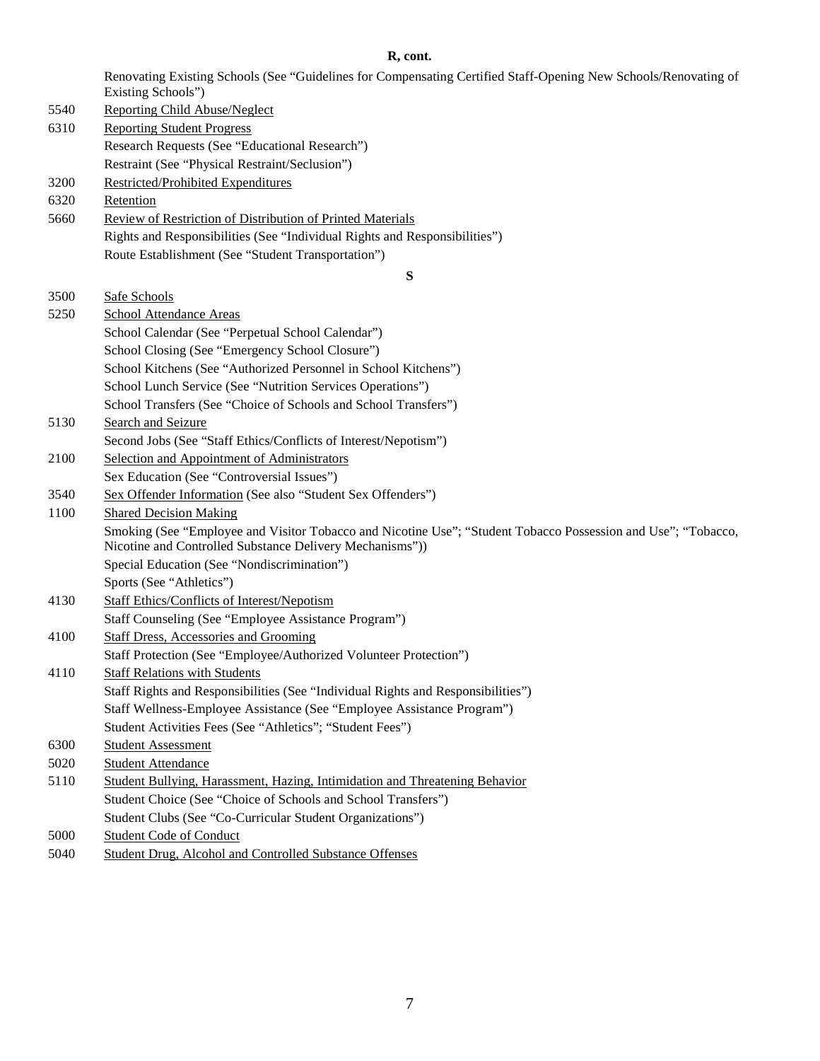**R, cont.**

| | |
|---|---|
| | Renovating Existing Schools (See "Guidelines for Compensating Certified Staff-Opening New Schools/Renovating of Existing Schools") |
| 5540 | <u>Reporting Child Abuse/Neglect</u> |
| 6310 | <u>Reporting Student Progress</u> |
| | Research Requests (See "Educational Research") |
| | Restraint (See "Physical Restraint/Seclusion") |
| 3200 | <u>Restricted/Prohibited Expenditures</u> |
| 6320 | <u>Retention</u> |
| 5660 | <u>Review of Restriction of Distribution of Printed Materials</u> |
| | Rights and Responsibilities (See "Individual Rights and Responsibilities") |
| | Route Establishment (See "Student Transportation") |

**S**

| | |
|---|---|
| 3500 | <u>Safe Schools</u> |
| 5250 | <u>School Attendance Areas</u> |
| | School Calendar (See "Perpetual School Calendar") |
| | School Closing (See "Emergency School Closure") |
| | School Kitchens (See "Authorized Personnel in School Kitchens") |
| | School Lunch Service (See "Nutrition Services Operations") |
| | School Transfers (See "Choice of Schools and School Transfers") |
| 5130 | <u>Search and Seizure</u> |
| | Second Jobs (See "Staff Ethics/Conflicts of Interest/Nepotism") |
| 2100 | <u>Selection and Appointment of Administrators</u> |
| | Sex Education (See "Controversial Issues") |
| 3540 | <u>Sex Offender Information</u> (See also "Student Sex Offenders") |
| 1100 | <u>Shared Decision Making</u> |
| | Smoking (See "Employee and Visitor Tobacco and Nicotine Use"; "Student Tobacco Possession and Use"; "Tobacco, Nicotine and Controlled Substance Delivery Mechanisms")) |
| | Special Education (See "Nondiscrimination") |
| | Sports (See "Athletics") |
| 4130 | <u>Staff Ethics/Conflicts of Interest/Nepotism</u> |
| | Staff Counseling (See "Employee Assistance Program") |
| 4100 | <u>Staff Dress, Accessories and Grooming</u> |
| | Staff Protection (See "Employee/Authorized Volunteer Protection") |
| 4110 | <u>Staff Relations with Students</u> |
| | Staff Rights and Responsibilities (See "Individual Rights and Responsibilities") |
| | Staff Wellness-Employee Assistance (See "Employee Assistance Program") |
| | Student Activities Fees (See "Athletics"; "Student Fees") |
| 6300 | <u>Student Assessment</u> |
| 5020 | <u>Student Attendance</u> |
| 5110 | <u>Student Bullying, Harassment, Hazing, Intimidation and Threatening Behavior</u> |
| | Student Choice (See "Choice of Schools and School Transfers") |
| | Student Clubs (See "Co-Curricular Student Organizations") |
| 5000 | <u>Student Code of Conduct</u> |
| 5040 | <u>Student Drug, Alcohol and Controlled Substance Offenses</u> |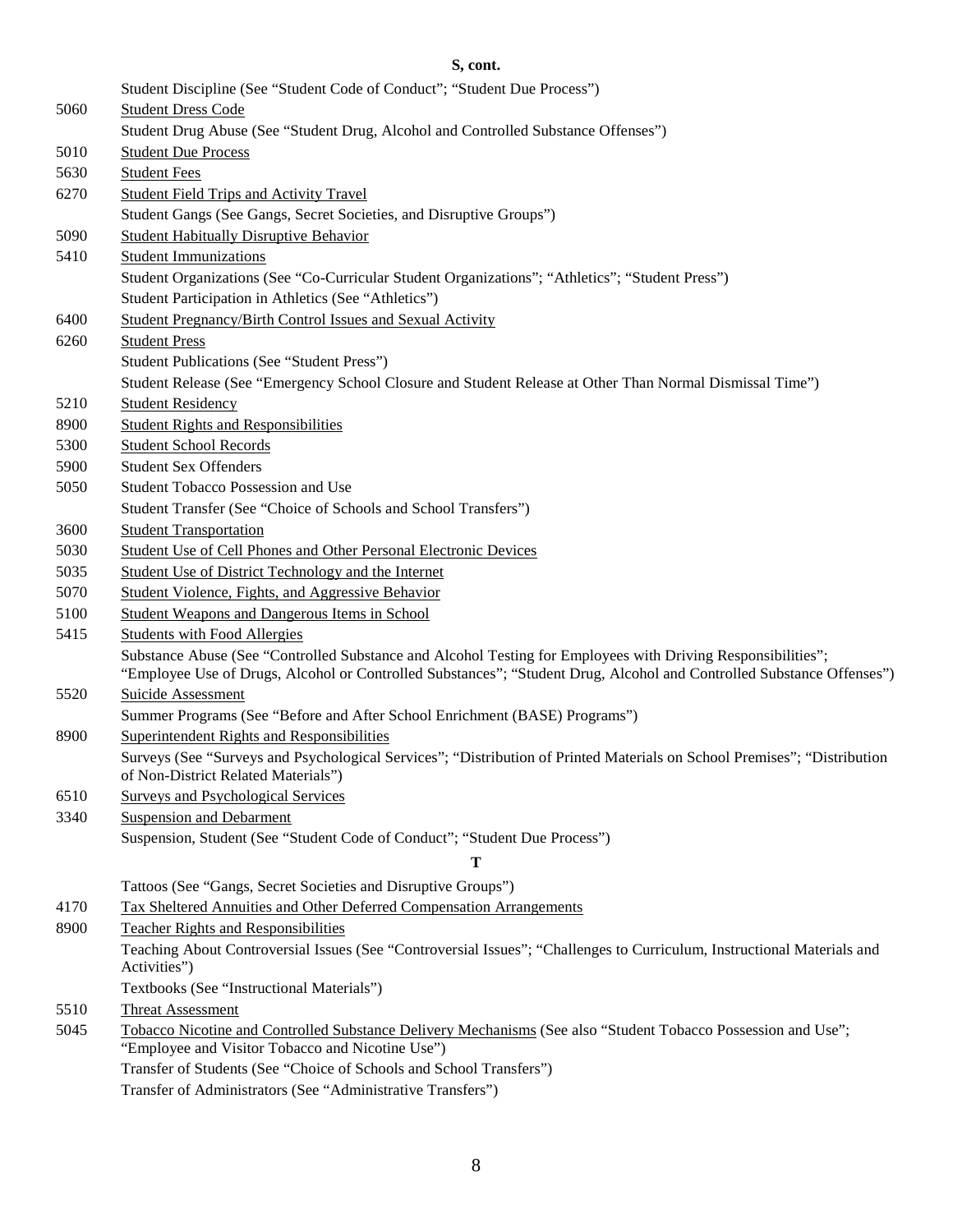**S, cont.**

| | |
|---|---|
| | Student Discipline (See "Student Code of Conduct"; "Student Due Process") |
| 5060 | Student Dress Code |
| | Student Drug Abuse (See "Student Drug, Alcohol and Controlled Substance Offenses") |
| 5010 | Student Due Process |
| 5630 | Student Fees |
| 6270 | Student Field Trips and Activity Travel |
| | Student Gangs (See Gangs, Secret Societies, and Disruptive Groups") |
| 5090 | Student Habitually Disruptive Behavior |
| 5410 | Student Immunizations |
| | Student Organizations (See "Co-Curricular Student Organizations"; "Athletics"; "Student Press") |
| | Student Participation in Athletics (See "Athletics") |
| 6400 | Student Pregnancy/Birth Control Issues and Sexual Activity |
| 6260 | Student Press |
| | Student Publications (See "Student Press") |
| | Student Release (See "Emergency School Closure and Student Release at Other Than Normal Dismissal Time") |
| 5210 | Student Residency |
| 8900 | Student Rights and Responsibilities |
| 5300 | Student School Records |
| 5900 | Student Sex Offenders |
| 5050 | Student Tobacco Possession and Use |
| | Student Transfer (See "Choice of Schools and School Transfers") |
| 3600 | Student Transportation |
| 5030 | Student Use of Cell Phones and Other Personal Electronic Devices |
| 5035 | Student Use of District Technology and the Internet |
| 5070 | Student Violence, Fights, and Aggressive Behavior |
| 5100 | Student Weapons and Dangerous Items in School |
| 5415 | Students with Food Allergies |
| | Substance Abuse (See "Controlled Substance and Alcohol Testing for Employees with Driving Responsibilities"; "Employee Use of Drugs, Alcohol or Controlled Substances"; "Student Drug, Alcohol and Controlled Substance Offenses") |
| 5520 | Suicide Assessment |
| | Summer Programs (See "Before and After School Enrichment (BASE) Programs") |
| 8900 | Superintendent Rights and Responsibilities |
| | Surveys (See "Surveys and Psychological Services"; "Distribution of Printed Materials on School Premises"; "Distribution of Non-District Related Materials") |
| 6510 | Surveys and Psychological Services |
| 3340 | Suspension and Debarment |
| | Suspension, Student (See "Student Code of Conduct"; "Student Due Process") |

**T**

| | |
|---|---|
| | Tattoos (See "Gangs, Secret Societies and Disruptive Groups") |
| 4170 | Tax Sheltered Annuities and Other Deferred Compensation Arrangements |
| 8900 | Teacher Rights and Responsibilities |
| | Teaching About Controversial Issues (See "Controversial Issues"; "Challenges to Curriculum, Instructional Materials and Activities") |
| | Textbooks (See "Instructional Materials") |
| 5510 | Threat Assessment |
| 5045 | Tobacco Nicotine and Controlled Substance Delivery Mechanisms (See also "Student Tobacco Possession and Use"; "Employee and Visitor Tobacco and Nicotine Use") |
| | Transfer of Students (See "Choice of Schools and School Transfers") |
| | Transfer of Administrators (See "Administrative Transfers") |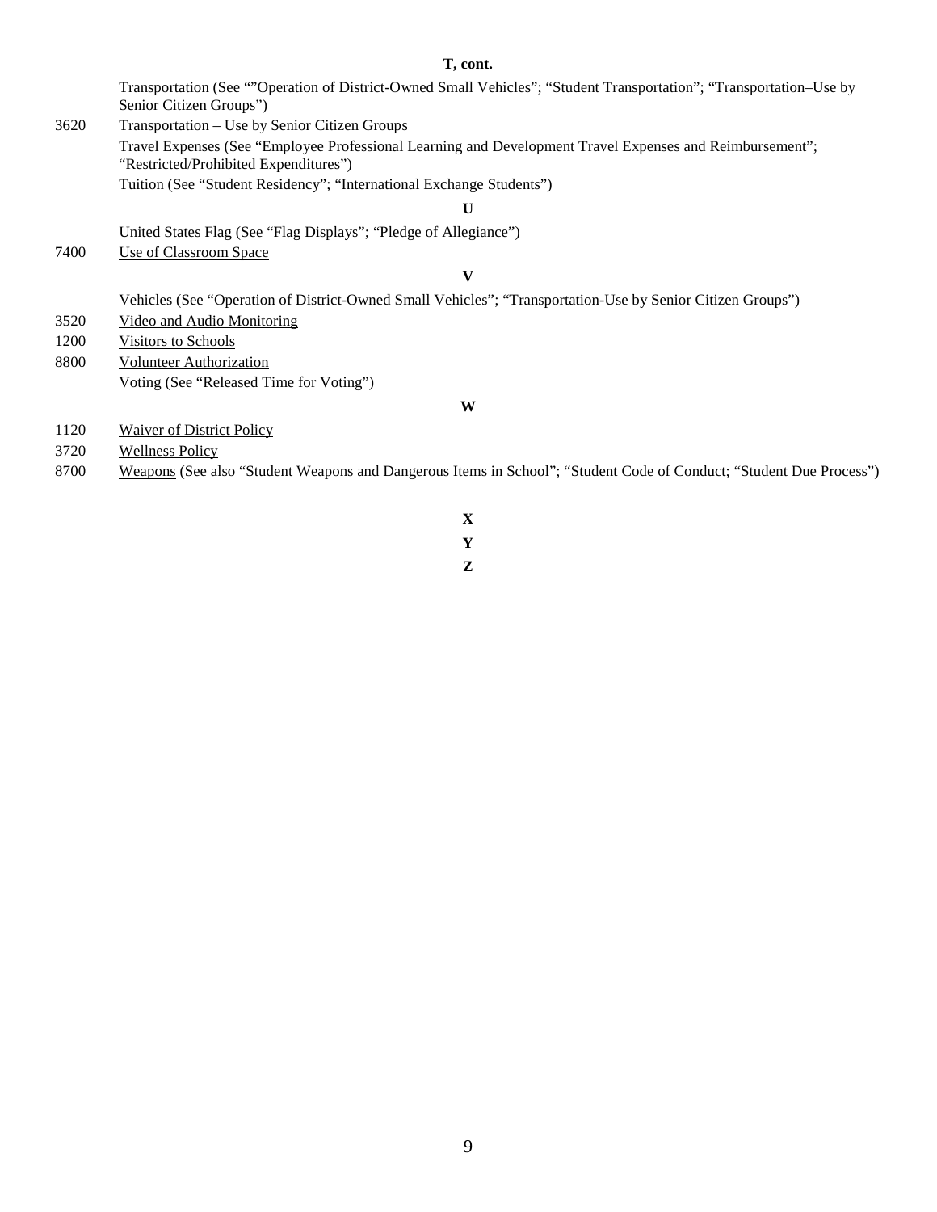**T, cont.**

| | |
|---|---|
| | Transportation (See “”Operation of District-Owned Small Vehicles”; “Student Transportation”; “Transportation–Use by Senior Citizen Groups”) |
| 3620 | Transportation – Use by Senior Citizen Groups |
| | Travel Expenses (See “Employee Professional Learning and Development Travel Expenses and Reimbursement”; “Restricted/Prohibited Expenditures”) |
| | Tuition (See “Student Residency”; “International Exchange Students”) |

**U**

| | |
|---|---|
| | United States Flag (See “Flag Displays”; “Pledge of Allegiance”) |
| 7400 | Use of Classroom Space |

**V**

| | |
|---|---|
| | Vehicles (See “Operation of District-Owned Small Vehicles”; “Transportation-Use by Senior Citizen Groups”) |
| 3520 | Video and Audio Monitoring |
| 1200 | Visitors to Schools |
| 8800 | Volunteer Authorization |
| | Voting (See “Released Time for Voting”) |

**W**

| | |
|---|---|
| 1120 | Waiver of District Policy |
| 3720 | Wellness Policy |
| 8700 | Weapons (See also “Student Weapons and Dangerous Items in School”; “Student Code of Conduct; “Student Due Process”) |

**X**

**Y**

**Z**